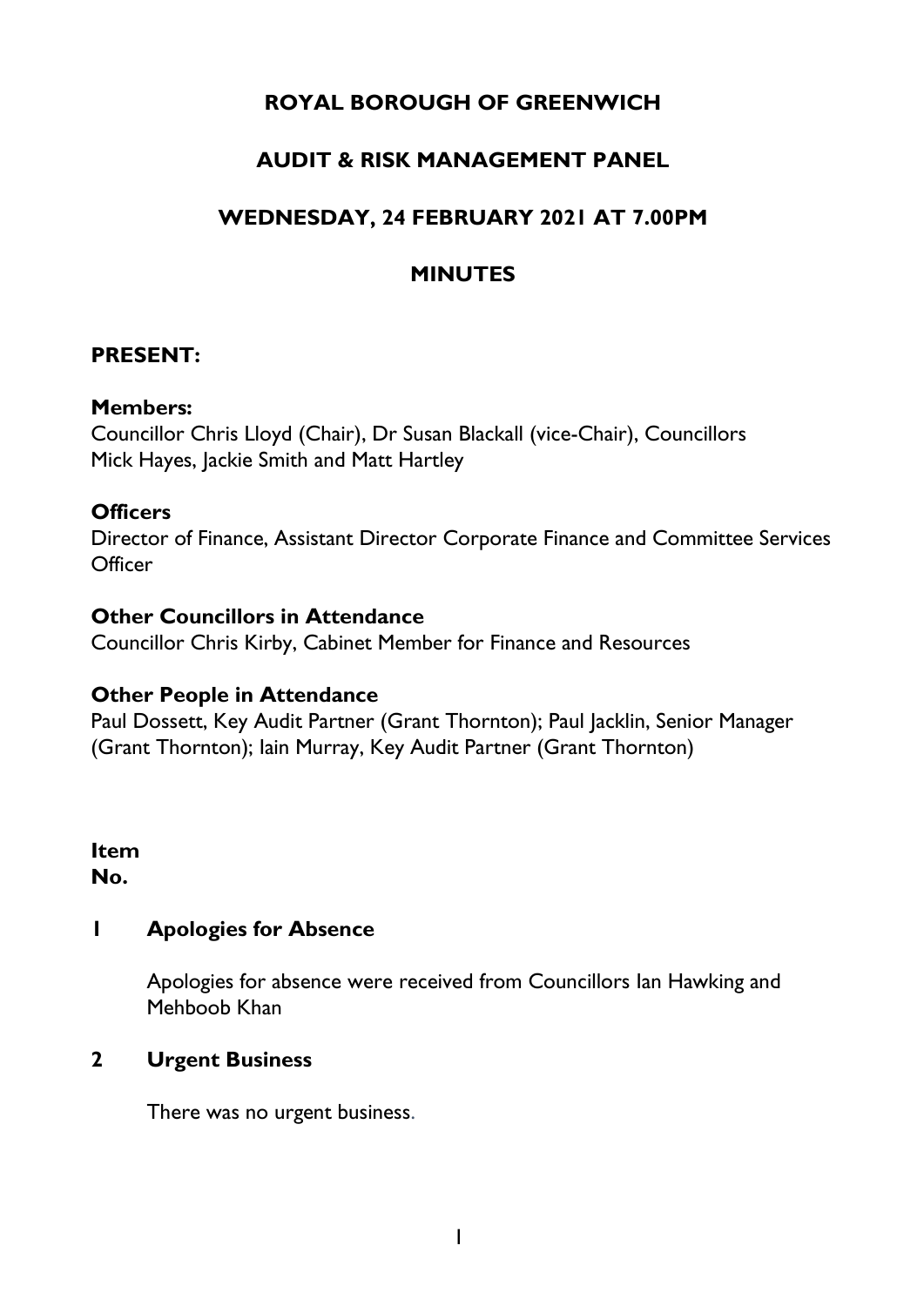# ROYAL BOROUGH OF GREENWICH

## AUDIT & RISK MANAGEMENT PANEL

## WEDNESDAY, 24 FEBRUARY 2021 AT 7.00PM

## MINUTES

### PRESENT:

**Members:**
Councillor Chris Lloyd (Chair), Dr Susan Blackall (vice-Chair), Councillors Mick Hayes, Jackie Smith and Matt Hartley

**Officers**
Director of Finance, Assistant Director Corporate Finance and Committee Services Officer

**Other Councillors in Attendance**
Councillor Chris Kirby, Cabinet Member for Finance and Resources

**Other People in Attendance**
Paul Dossett, Key Audit Partner (Grant Thornton); Paul Jacklin, Senior Manager (Grant Thornton); Iain Murray, Key Audit Partner (Grant Thornton)

**Item No.**

**1 Apologies for Absence**

Apologies for absence were received from Councillors Ian Hawking and Mehboob Khan

**2 Urgent Business**

There was no urgent business.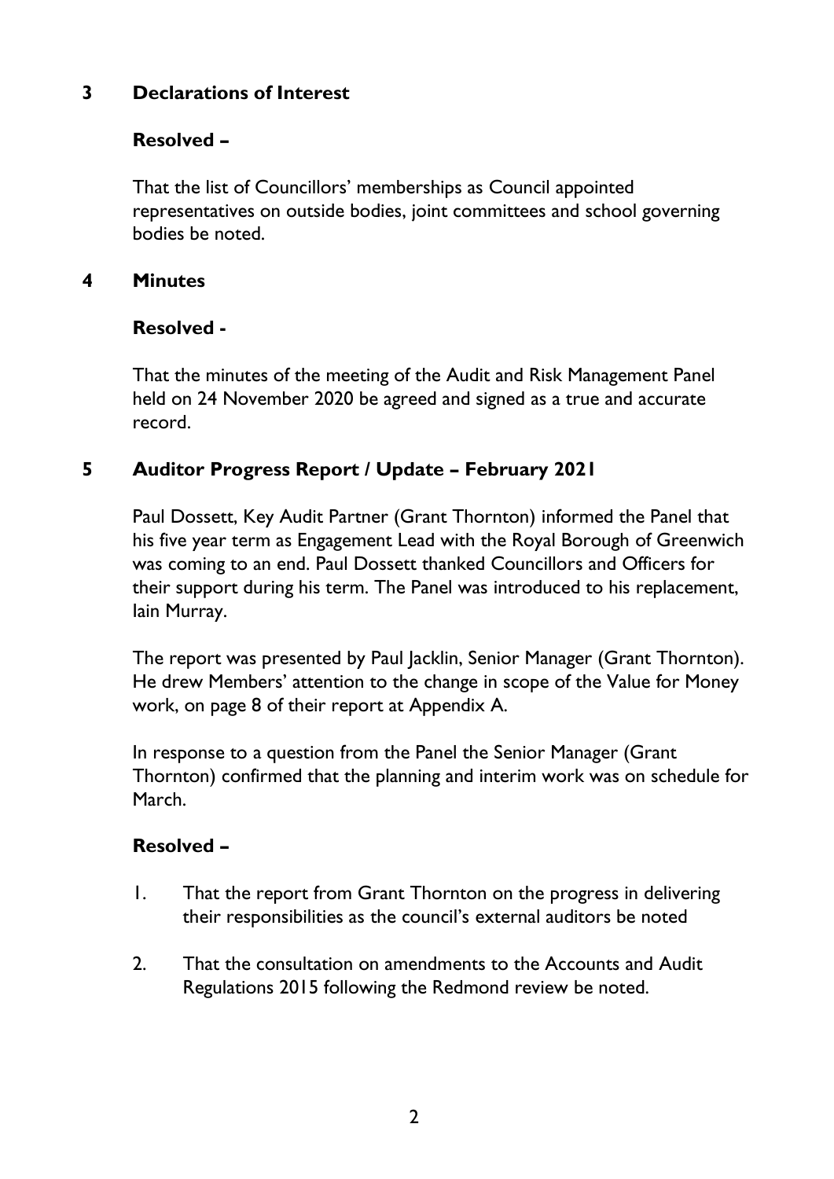## 3 Declarations of Interest

**Resolved –**

That the list of Councillors' memberships as Council appointed representatives on outside bodies, joint committees and school governing bodies be noted.

## 4 Minutes

**Resolved -**

That the minutes of the meeting of the Audit and Risk Management Panel held on 24 November 2020 be agreed and signed as a true and accurate record.

## 5 Auditor Progress Report / Update – February 2021

Paul Dossett, Key Audit Partner (Grant Thornton) informed the Panel that his five year term as Engagement Lead with the Royal Borough of Greenwich was coming to an end. Paul Dossett thanked Councillors and Officers for their support during his term. The Panel was introduced to his replacement, Iain Murray.

The report was presented by Paul Jacklin, Senior Manager (Grant Thornton). He drew Members' attention to the change in scope of the Value for Money work, on page 8 of their report at Appendix A.

In response to a question from the Panel the Senior Manager (Grant Thornton) confirmed that the planning and interim work was on schedule for March.

**Resolved –**

1. That the report from Grant Thornton on the progress in delivering their responsibilities as the council's external auditors be noted
2. That the consultation on amendments to the Accounts and Audit Regulations 2015 following the Redmond review be noted.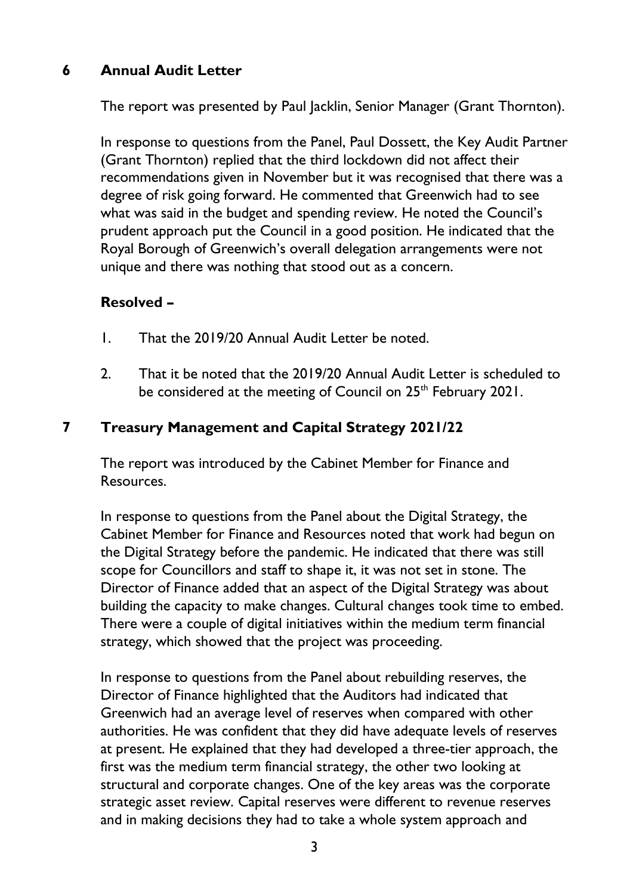## 6 Annual Audit Letter

The report was presented by Paul Jacklin, Senior Manager (Grant Thornton).

In response to questions from the Panel, Paul Dossett, the Key Audit Partner (Grant Thornton) replied that the third lockdown did not affect their recommendations given in November but it was recognised that there was a degree of risk going forward. He commented that Greenwich had to see what was said in the budget and spending review. He noted the Council's prudent approach put the Council in a good position. He indicated that the Royal Borough of Greenwich's overall delegation arrangements were not unique and there was nothing that stood out as a concern.

**Resolved –**

1. That the 2019/20 Annual Audit Letter be noted.

2. That it be noted that the 2019/20 Annual Audit Letter is scheduled to be considered at the meeting of Council on 25th February 2021.

## 7 Treasury Management and Capital Strategy 2021/22

The report was introduced by the Cabinet Member for Finance and Resources.

In response to questions from the Panel about the Digital Strategy, the Cabinet Member for Finance and Resources noted that work had begun on the Digital Strategy before the pandemic. He indicated that there was still scope for Councillors and staff to shape it, it was not set in stone. The Director of Finance added that an aspect of the Digital Strategy was about building the capacity to make changes. Cultural changes took time to embed. There were a couple of digital initiatives within the medium term financial strategy, which showed that the project was proceeding.

In response to questions from the Panel about rebuilding reserves, the Director of Finance highlighted that the Auditors had indicated that Greenwich had an average level of reserves when compared with other authorities. He was confident that they did have adequate levels of reserves at present. He explained that they had developed a three-tier approach, the first was the medium term financial strategy, the other two looking at structural and corporate changes. One of the key areas was the corporate strategic asset review. Capital reserves were different to revenue reserves and in making decisions they had to take a whole system approach and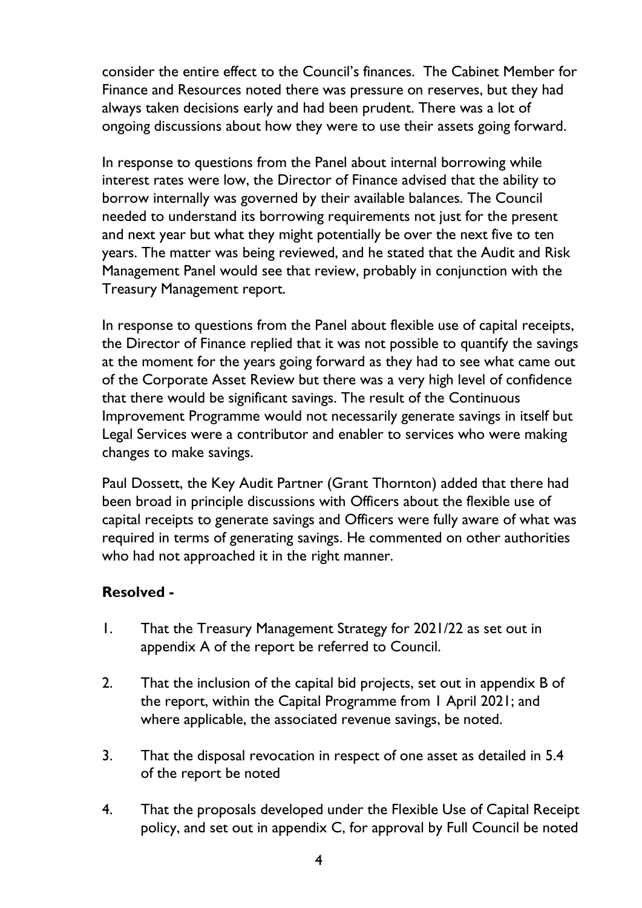consider the entire effect to the Council's finances. The Cabinet Member for Finance and Resources noted there was pressure on reserves, but they had always taken decisions early and had been prudent. There was a lot of ongoing discussions about how they were to use their assets going forward.

In response to questions from the Panel about internal borrowing while interest rates were low, the Director of Finance advised that the ability to borrow internally was governed by their available balances. The Council needed to understand its borrowing requirements not just for the present and next year but what they might potentially be over the next five to ten years. The matter was being reviewed, and he stated that the Audit and Risk Management Panel would see that review, probably in conjunction with the Treasury Management report.

In response to questions from the Panel about flexible use of capital receipts, the Director of Finance replied that it was not possible to quantify the savings at the moment for the years going forward as they had to see what came out of the Corporate Asset Review but there was a very high level of confidence that there would be significant savings. The result of the Continuous Improvement Programme would not necessarily generate savings in itself but Legal Services were a contributor and enabler to services who were making changes to make savings.

Paul Dossett, the Key Audit Partner (Grant Thornton) added that there had been broad in principle discussions with Officers about the flexible use of capital receipts to generate savings and Officers were fully aware of what was required in terms of generating savings. He commented on other authorities who had not approached it in the right manner.

**Resolved -**

1. That the Treasury Management Strategy for 2021/22 as set out in appendix A of the report be referred to Council.

2. That the inclusion of the capital bid projects, set out in appendix B of the report, within the Capital Programme from 1 April 2021; and where applicable, the associated revenue savings, be noted.

3. That the disposal revocation in respect of one asset as detailed in 5.4 of the report be noted

4. That the proposals developed under the Flexible Use of Capital Receipt policy, and set out in appendix C, for approval by Full Council be noted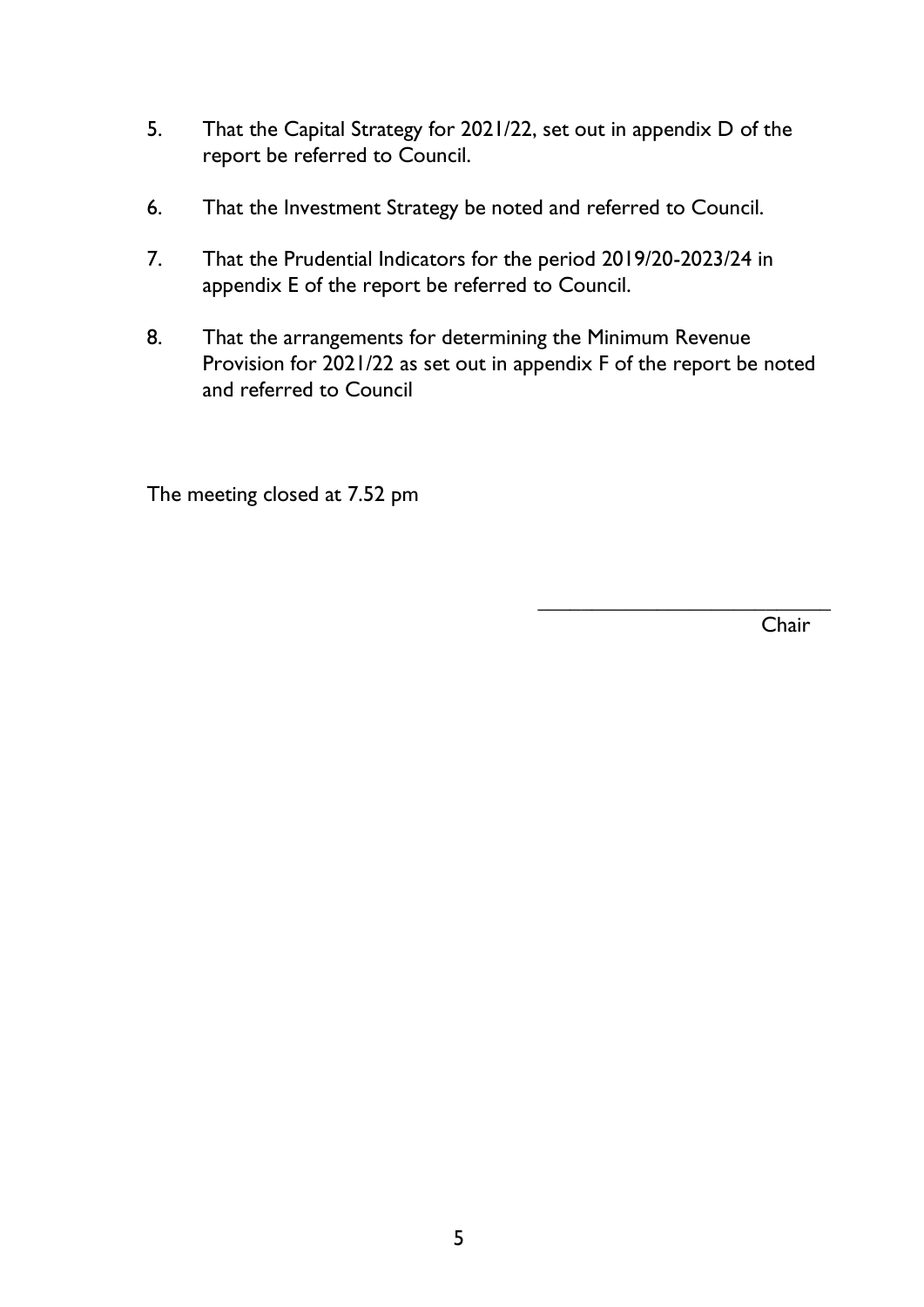5. That the Capital Strategy for 2021/22, set out in appendix D of the report be referred to Council.

6. That the Investment Strategy be noted and referred to Council.

7. That the Prudential Indicators for the period 2019/20-2023/24 in appendix E of the report be referred to Council.

8. That the arrangements for determining the Minimum Revenue Provision for 2021/22 as set out in appendix F of the report be noted and referred to Council

The meeting closed at 7.52 pm

\_\_\_\_\_\_\_\_\_\_\_\_\_\_\_\_\_\_\_\_\_\_\_\_\_\_

Chair